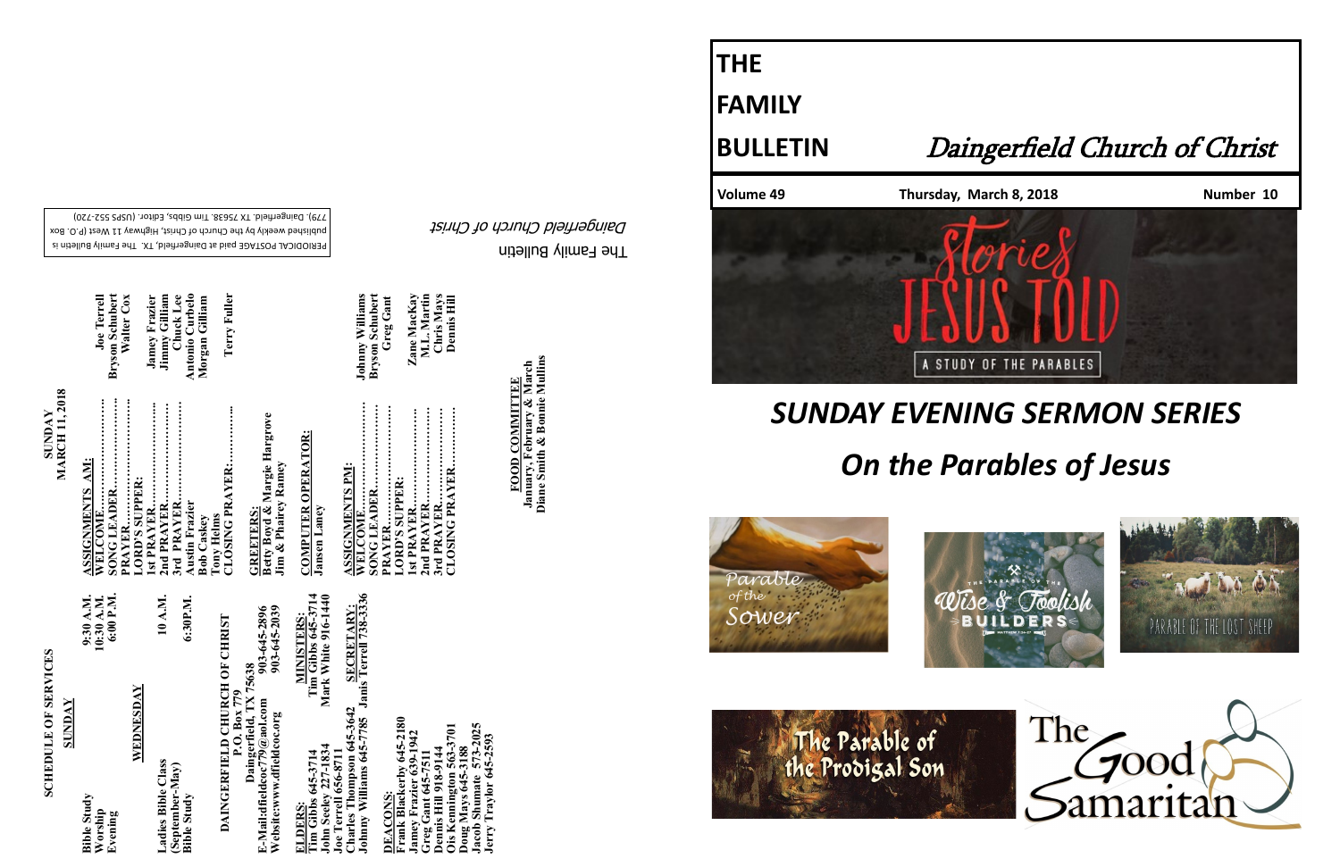# THE FAMILY BULLETIN

## Daingerfield Church of Christ

**Volume 49** — **Thursday, March 8, 2018** — **Number 10**

STORIES JESUS TOLD
A STUDY OF THE PARABLES

# SUNDAY EVENING SERMON SERIES

# On the Parables of Jesus

Parable of the Sower

The Parable of the Wise & Foolish Builders — Matthew 7:24-27

Parable of the Lost Sheep

The Parable of the Prodigal Son

The Good Samaritan

---

**SCHEDULE OF SERVICES**

**SUNDAY**

| | |
|---|---|
| Bible Study | 9:30 A.M. |
| Worship | 10:30 A.M. |
| Evening | 6:00 P.M. |

**WEDNESDAY**

| | |
|---|---|
| Ladies Bible Class (September-May) | 10 A.M. |
| Bible Study | 6:30P.M. |

**DAINGERFIELD CHURCH OF CHRIST**
P.O. Box 779
Daingerfield, TX 75638
E-Mail:dfieldcoc779@aol.com 903-645-2896
Website:www.dfieldcoc.org 903-645-2039

**ELDERS:**
Tim Gibbs 645-3714
John Seeley 227-1834
Joe Terrell 656-8711
Charles Thompson 645-3642
Johnny Williams 645-7785

**MINISTERS:**
Tim Gibbs 645-3714
Mark White 916-1440

**SECRETARY:**
Janis Terrell 738-3336

**DEACONS:**
Frank Blackerby 645-2180
Jamey Frazier 639-1942
Greg Gant 645-7511
Dennis Hill 918-9144
Ois Kennington 563-3701
Doug Mays 645-3188
Jacob Shumate 573-2025
Jerry Traylor 645-2593

**SUNDAY MARCH 11, 2018**

**ASSIGNMENTS AM:**

| | |
|---|---|
| WELCOME | Joe Terrell |
| SONG LEADER | Bryson Schubert |
| PRAYER | Walter Cox |
| LORD'S SUPPER: | |
| 1st PRAYER | Jamey Frazier |
| 2nd PRAYER | Jimmy Gilliam |
| 3rd PRAYER | Chuck Lee |
| Austin Frazier | Antonio Curbelo |
| Bob Caskey | Morgan Gilliam |
| Tony Helms | |
| CLOSING PRAYER | Terry Fuller |

**GREETERS:**
Betty Boyd & Margie Hargrove
Jim & Phairey Ramey

**COMPUTER OPERATOR:**
Jansen Laney

**ASSIGNMENTS PM:**

| | |
|---|---|
| WELCOME | Johnny Williams |
| SONG LEADER | Bryson Schubert |
| PRAYER | Greg Gant |
| LORD'S SUPPER: | |
| 1st PRAYER | Zane MacKay |
| 2nd PRAYER | M.L. Martin |
| 3rd PRAYER | Chris Mays |
| CLOSING PRAYER | Dennis Hill |

**FOOD COMMITTEE**
January, February & March
Diane Smith & Bonnie Mullins

The Family Bulletin
*Daingerfield Church of Christ*

PERIODICAL POSTAGE paid at Daingerfield, TX. The Family Bulletin is published weekly by the Church of Christ, Highway 11 West (P.O. Box 779), Daingerfield, TX 75638. Tim Gibbs, Editor. (USPS 552-720)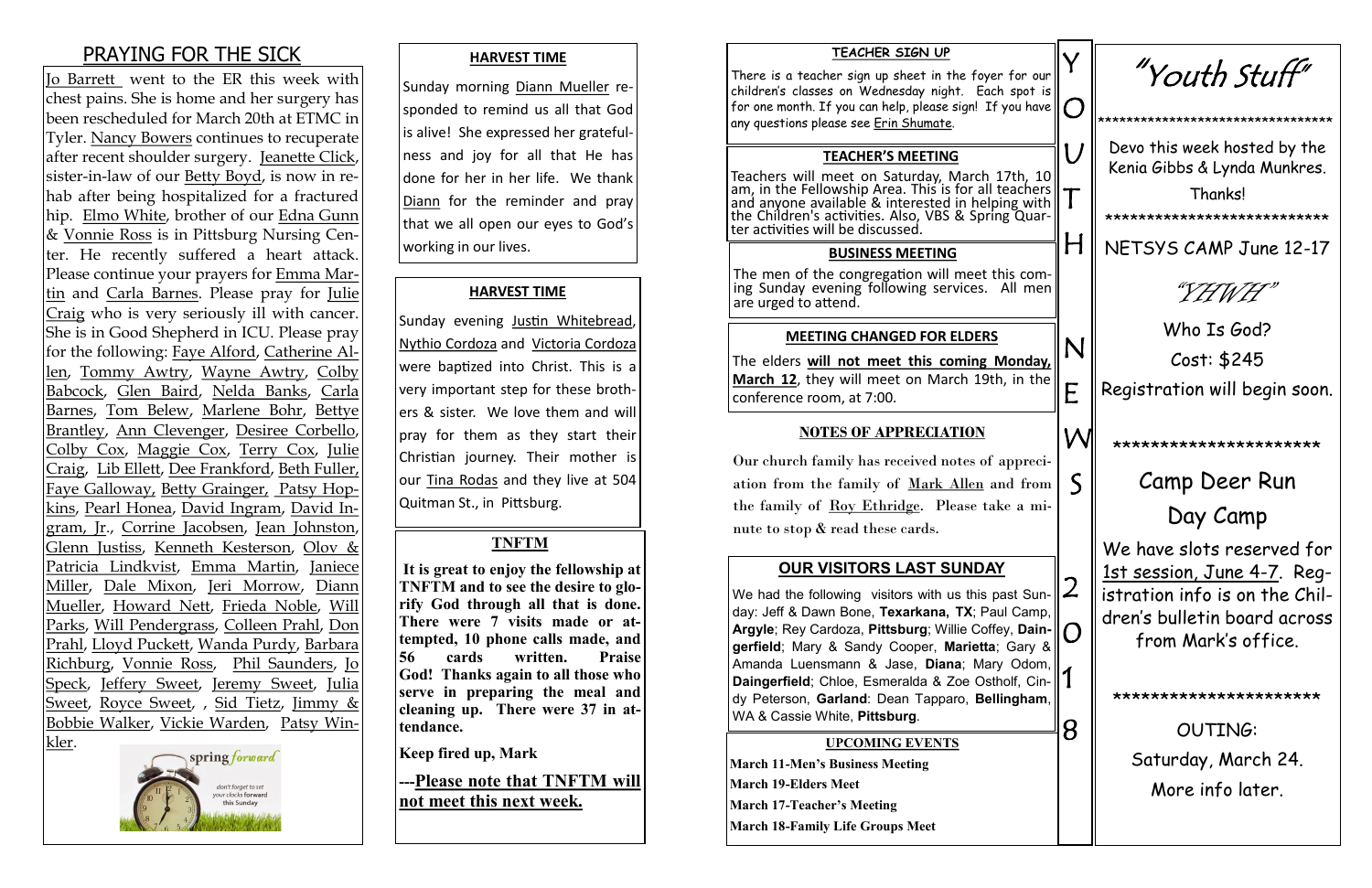## PRAYING FOR THE SICK

Jo Barrett went to the ER this week with chest pains. She is home and her surgery has been rescheduled for March 20th at ETMC in Tyler. Nancy Bowers continues to recuperate after recent shoulder surgery. Jeanette Click, sister-in-law of our Betty Boyd, is now in rehab after being hospitalized for a fractured hip. Elmo White, brother of our Edna Gunn & Vonnie Ross is in Pittsburg Nursing Center. He recently suffered a heart attack. Please continue your prayers for Emma Martin and Carla Barnes. Please pray for Julie Craig who is very seriously ill with cancer. She is in Good Shepherd in ICU. Please pray for the following: Faye Alford, Catherine Allen, Tommy Awtry, Wayne Awtry, Colby Babcock, Glen Baird, Nelda Banks, Carla Barnes, Tom Belew, Marlene Bohr, Bettye Brantley, Ann Clevenger, Desiree Corbello, Colby Cox, Maggie Cox, Terry Cox, Julie Craig, Lib Ellett, Dee Frankford, Beth Fuller, Faye Galloway, Betty Grainger, Patsy Hopkins, Pearl Honea, David Ingram, David Ingram, Jr., Corrine Jacobsen, Jean Johnston, Glenn Justiss, Kenneth Kesterson, Olov & Patricia Lindkvist, Emma Martin, Janiece Miller, Dale Mixon, Jeri Morrow, Diann Mueller, Howard Nett, Frieda Noble, Will Parks, Will Pendergrass, Colleen Prahl, Don Prahl, Lloyd Puckett, Wanda Purdy, Barbara Richburg, Vonnie Ross, Phil Saunders, Jo Speck, Jeffery Sweet, Jeremy Sweet, Julia Sweet, Royce Sweet, , Sid Tietz, Jimmy & Bobbie Walker, Vickie Warden, Patsy Winkler.

spring *forward*

don't forget to set your clocks forward this Sunday

### HARVEST TIME

Sunday morning Diann Mueller responded to remind us all that God is alive! She expressed her gratefulness and joy for all that He has done for her in her life. We thank Diann for the reminder and pray that we all open our eyes to God's working in our lives.

### HARVEST TIME

Sunday evening Justin Whitebread, Nythio Cordoza and Victoria Cordoza were baptized into Christ. This is a very important step for these brothers & sister. We love them and will pray for them as they start their Christian journey. Their mother is our Tina Rodas and they live at 504 Quitman St., in Pittsburg.

### TNFTM

**It is great to enjoy the fellowship at TNFTM and to see the desire to glorify God through all that is done. There were 7 visits made or attempted, 10 phone calls made, and 56 cards written. Praise God! Thanks again to all those who serve in preparing the meal and cleaning up. There were 37 in attendance.**

**Keep fired up, Mark**

**---Please note that TNFTM will not meet this next week.**

### TEACHER SIGN UP

There is a teacher sign up sheet in the foyer for our children's classes on Wednesday night. Each spot is for one month. If you can help, please sign! If you have any questions please see Erin Shumate.

### TEACHER'S MEETING

Teachers will meet on Saturday, March 17th, 10 am, in the Fellowship Area. This is for all teachers and anyone available & interested in helping with the Children's activities. Also, VBS & Spring Quarter activities will be discussed.

### BUSINESS MEETING

The men of the congregation will meet this coming Sunday evening following services. All men are urged to attend.

### MEETING CHANGED FOR ELDERS

The elders **will not meet this coming Monday, March 12**, they will meet on March 19th, in the conference room, at 7:00.

### NOTES OF APPRECIATION

Our church family has received notes of appreciation from the family of Mark Allen and from the family of Roy Ethridge. Please take a minute to stop & read these cards.

### OUR VISITORS LAST SUNDAY

We had the following visitors with us this past Sunday: Jeff & Dawn Bone, **Texarkana, TX**; Paul Camp, **Argyle**; Rey Cardoza, **Pittsburg**; Willie Coffey, **Daingerfield**; Mary & Sandy Cooper, **Marietta**; Gary & Amanda Luensmann & Jase, **Diana**; Mary Odom, **Daingerfield**; Chloe, Esmeralda & Zoe Ostholf, Cindy Peterson, **Garland**: Dean Tapparo, **Bellingham**, WA & Cassie White, **Pittsburg**.

### UPCOMING EVENTS

**March 11-Men's Business Meeting**
**March 19-Elders Meet**
**March 17-Teacher's Meeting**
**March 18-Family Life Groups Meet**

YOUTH NEWS 2018

## "Youth Stuff"

**********************************

Devo this week hosted by the Kenia Gibbs & Lynda Munkres.

Thanks!

****************************

NETSYS CAMP June 12-17

"YHWH"

Who Is God?

Cost: $245

Registration will begin soon.

**********************

Camp Deer Run
Day Camp

We have slots reserved for 1st session, June 4-7. Registration info is on the Children's bulletin board across from Mark's office.

**********************

OUTING:
Saturday, March 24.
More info later.